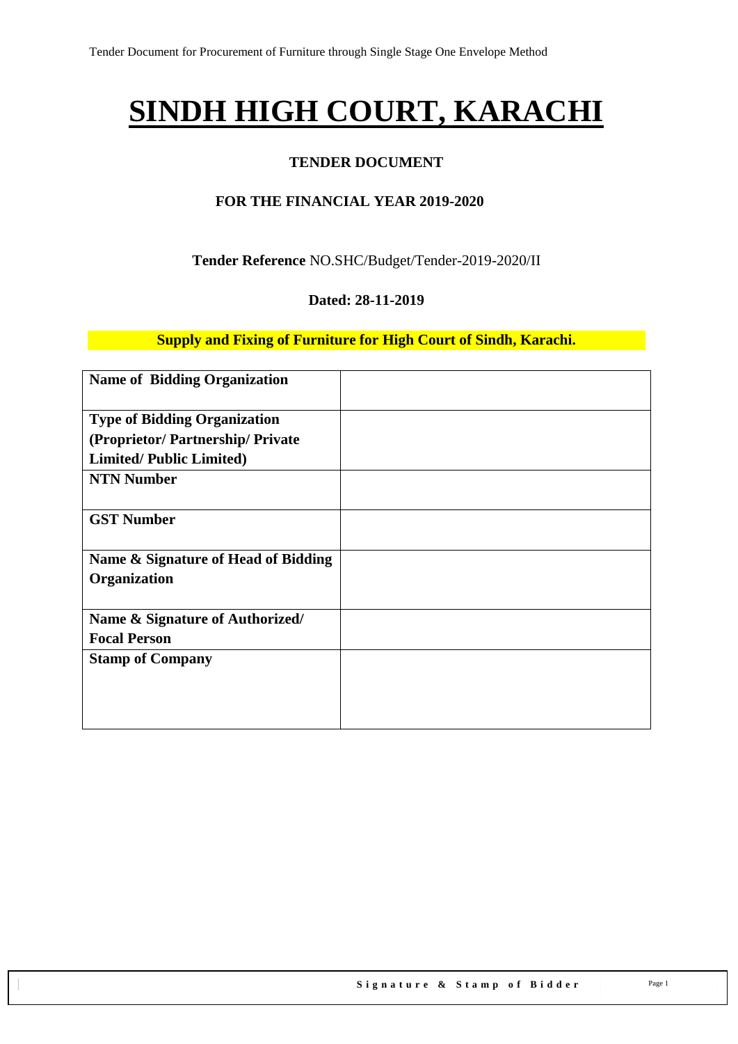# SINDH HIGH COURT, KARACHI

## TENDER DOCUMENT

### FOR THE FINANCIAL YEAR 2019-2020

**Tender Reference** NO.SHC/Budget/Tender-2019-2020/II

**Dated: 28-11-2019**

**Supply and Fixing of Furniture for High Court of Sindh, Karachi.**

| **Name of Bidding Organization** | |
|---|---|
| **Type of Bidding Organization (Proprietor/ Partnership/ Private Limited/ Public Limited)** | |
| **NTN Number** | |
| **GST Number** | |
| **Name & Signature of Head of Bidding Organization** | |
| **Name & Signature of Authorized/ Focal Person** | |
| **Stamp of Company** | |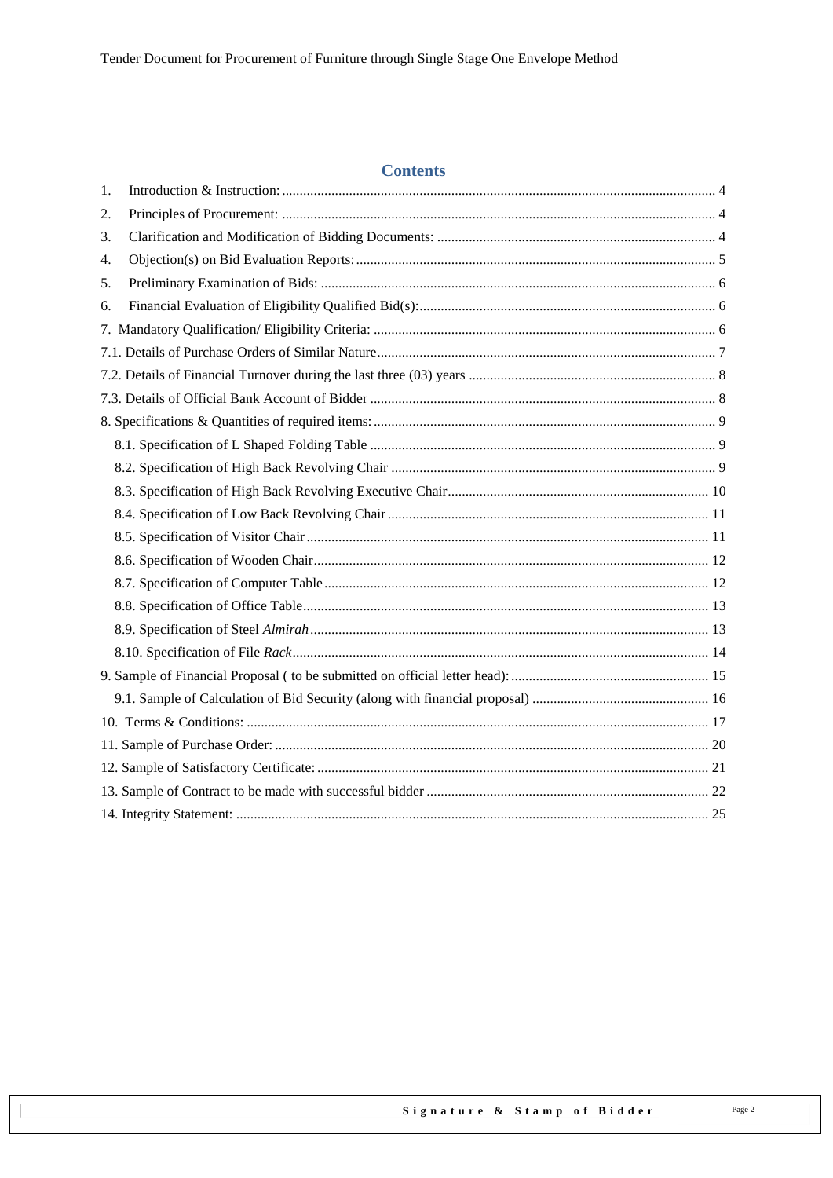# Contents

1. Introduction & Instruction: 4
2. Principles of Procurement: 4
3. Clarification and Modification of Bidding Documents: 4
4. Objection(s) on Bid Evaluation Reports: 5
5. Preliminary Examination of Bids: 6
6. Financial Evaluation of Eligibility Qualified Bid(s): 6

7. Mandatory Qualification/ Eligibility Criteria: 6

7.1. Details of Purchase Orders of Similar Nature 7

7.2. Details of Financial Turnover during the last three (03) years 8

7.3. Details of Official Bank Account of Bidder 8

8. Specifications & Quantities of required items: 9

- 8.1. Specification of L Shaped Folding Table 9
- 8.2. Specification of High Back Revolving Chair 9
- 8.3. Specification of High Back Revolving Executive Chair 10
- 8.4. Specification of Low Back Revolving Chair 11
- 8.5. Specification of Visitor Chair 11
- 8.6. Specification of Wooden Chair 12
- 8.7. Specification of Computer Table 12
- 8.8. Specification of Office Table 13
- 8.9. Specification of Steel *Almirah* 13
- 8.10. Specification of File *Rack* 14

9. Sample of Financial Proposal ( to be submitted on official letter head): 15

- 9.1. Sample of Calculation of Bid Security (along with financial proposal) 16

10. Terms & Conditions: 17

11. Sample of Purchase Order: 20

12. Sample of Satisfactory Certificate: 21

13. Sample of Contract to be made with successful bidder 22

14. Integrity Statement: 25

**Signature & Stamp of Bidder**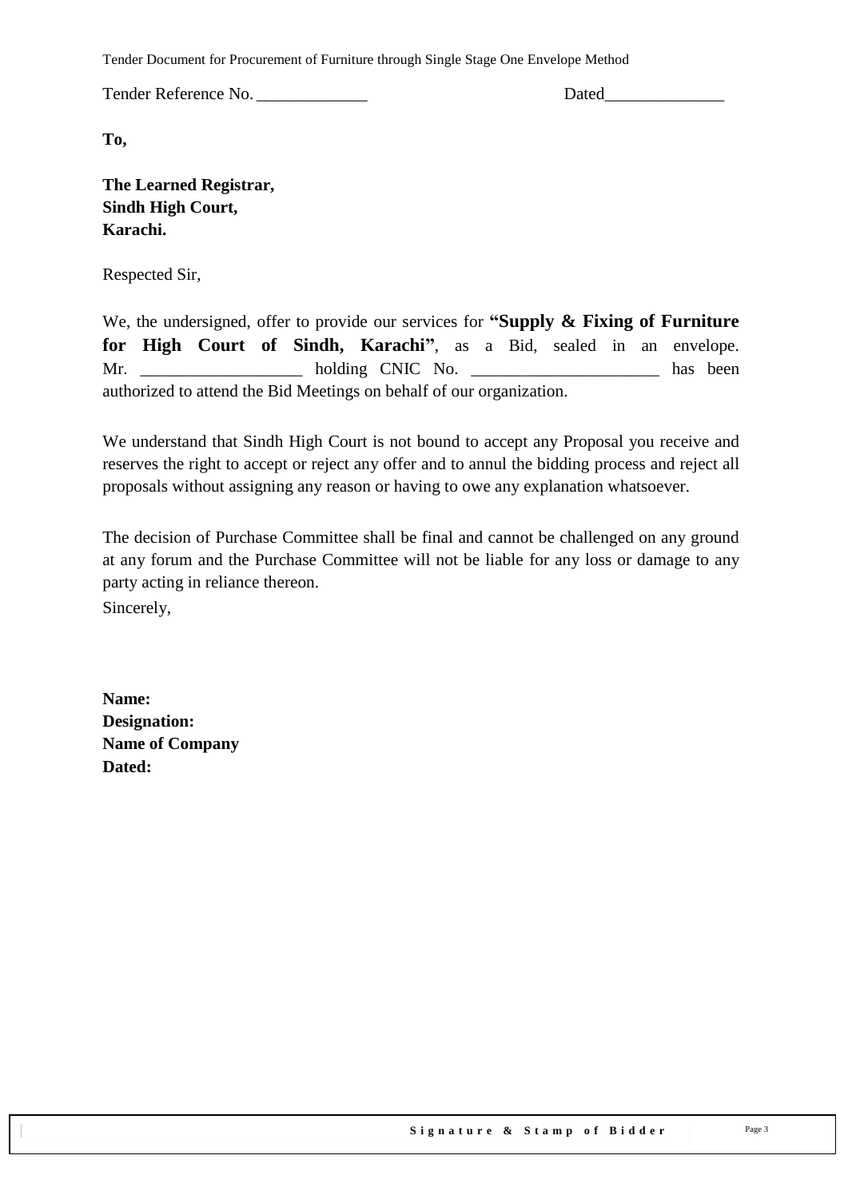Tender Reference No. _____________ Dated______________

**To,**

**The Learned Registrar,**
**Sindh High Court,**
**Karachi.**

Respected Sir,

We, the undersigned, offer to provide our services for **"Supply & Fixing of Furniture for High Court of Sindh, Karachi"**, as a Bid, sealed in an envelope. Mr. ___________________ holding CNIC No. ______________________ has been authorized to attend the Bid Meetings on behalf of our organization.

We understand that Sindh High Court is not bound to accept any Proposal you receive and reserves the right to accept or reject any offer and to annul the bidding process and reject all proposals without assigning any reason or having to owe any explanation whatsoever.

The decision of Purchase Committee shall be final and cannot be challenged on any ground at any forum and the Purchase Committee will not be liable for any loss or damage to any party acting in reliance thereon.

Sincerely,

**Name:**
**Designation:**
**Name of Company**
**Dated:**

**Signature & Stamp of Bidder**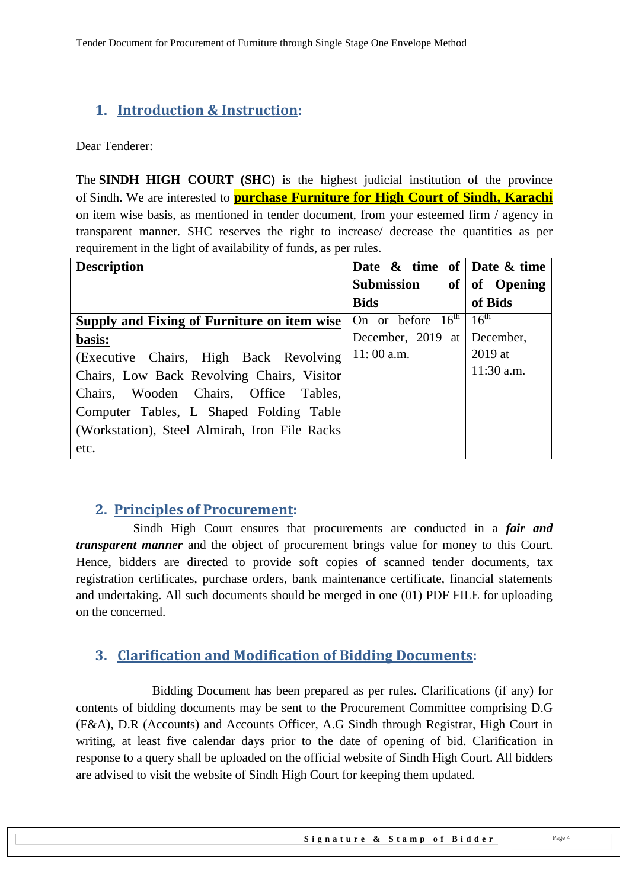## 1. Introduction & Instruction:

Dear Tenderer:

The **SINDH HIGH COURT (SHC)** is the highest judicial institution of the province of Sindh. We are interested to **purchase Furniture for High Court of Sindh, Karachi** on item wise basis, as mentioned in tender document, from your esteemed firm / agency in transparent manner. SHC reserves the right to increase/ decrease the quantities as per requirement in the light of availability of funds, as per rules.

| Description | Date & time of Submission of Bids | Date & time of Opening of Bids |
|---|---|---|
| **Supply and Fixing of Furniture on item wise basis:** (Executive Chairs, High Back Revolving Chairs, Low Back Revolving Chairs, Visitor Chairs, Wooden Chairs, Office Tables, Computer Tables, L Shaped Folding Table (Workstation), Steel Almirah, Iron File Racks etc. | On or before 16th December, 2019 at 11: 00 a.m. | 16th December, 2019 at 11:30 a.m. |

## 2. Principles of Procurement:

Sindh High Court ensures that procurements are conducted in a ***fair and transparent manner*** and the object of procurement brings value for money to this Court. Hence, bidders are directed to provide soft copies of scanned tender documents, tax registration certificates, purchase orders, bank maintenance certificate, financial statements and undertaking. All such documents should be merged in one (01) PDF FILE for uploading on the concerned.

## 3. Clarification and Modification of Bidding Documents:

Bidding Document has been prepared as per rules. Clarifications (if any) for contents of bidding documents may be sent to the Procurement Committee comprising D.G (F&A), D.R (Accounts) and Accounts Officer, A.G Sindh through Registrar, High Court in writing, at least five calendar days prior to the date of opening of bid. Clarification in response to a query shall be uploaded on the official website of Sindh High Court. All bidders are advised to visit the website of Sindh High Court for keeping them updated.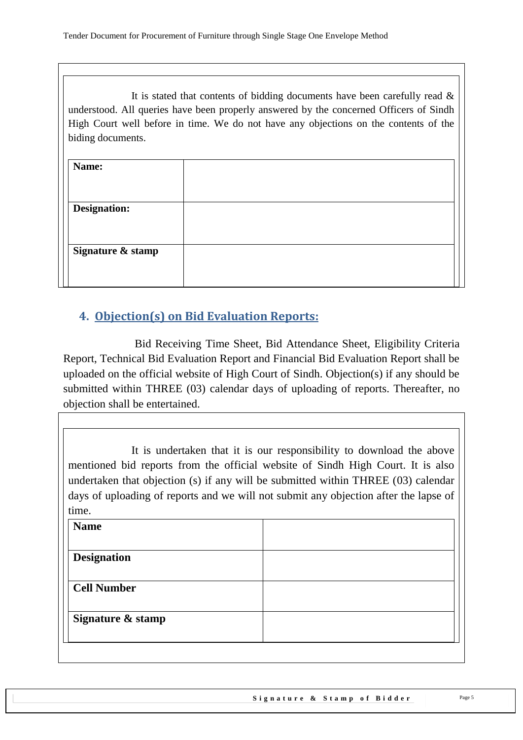It is stated that contents of bidding documents have been carefully read & understood. All queries have been properly answered by the concerned Officers of Sindh High Court well before in time. We do not have any objections on the contents of the biding documents.

| **Name:** | |
|---|---|
| **Designation:** | |
| **Signature & stamp** | |

## 4. Objection(s) on Bid Evaluation Reports:

Bid Receiving Time Sheet, Bid Attendance Sheet, Eligibility Criteria Report, Technical Bid Evaluation Report and Financial Bid Evaluation Report shall be uploaded on the official website of High Court of Sindh. Objection(s) if any should be submitted within THREE (03) calendar days of uploading of reports. Thereafter, no objection shall be entertained.

It is undertaken that it is our responsibility to download the above mentioned bid reports from the official website of Sindh High Court. It is also undertaken that objection (s) if any will be submitted within THREE (03) calendar days of uploading of reports and we will not submit any objection after the lapse of time.

| **Name** | |
|---|---|
| **Designation** | |
| **Cell Number** | |
| **Signature & stamp** | |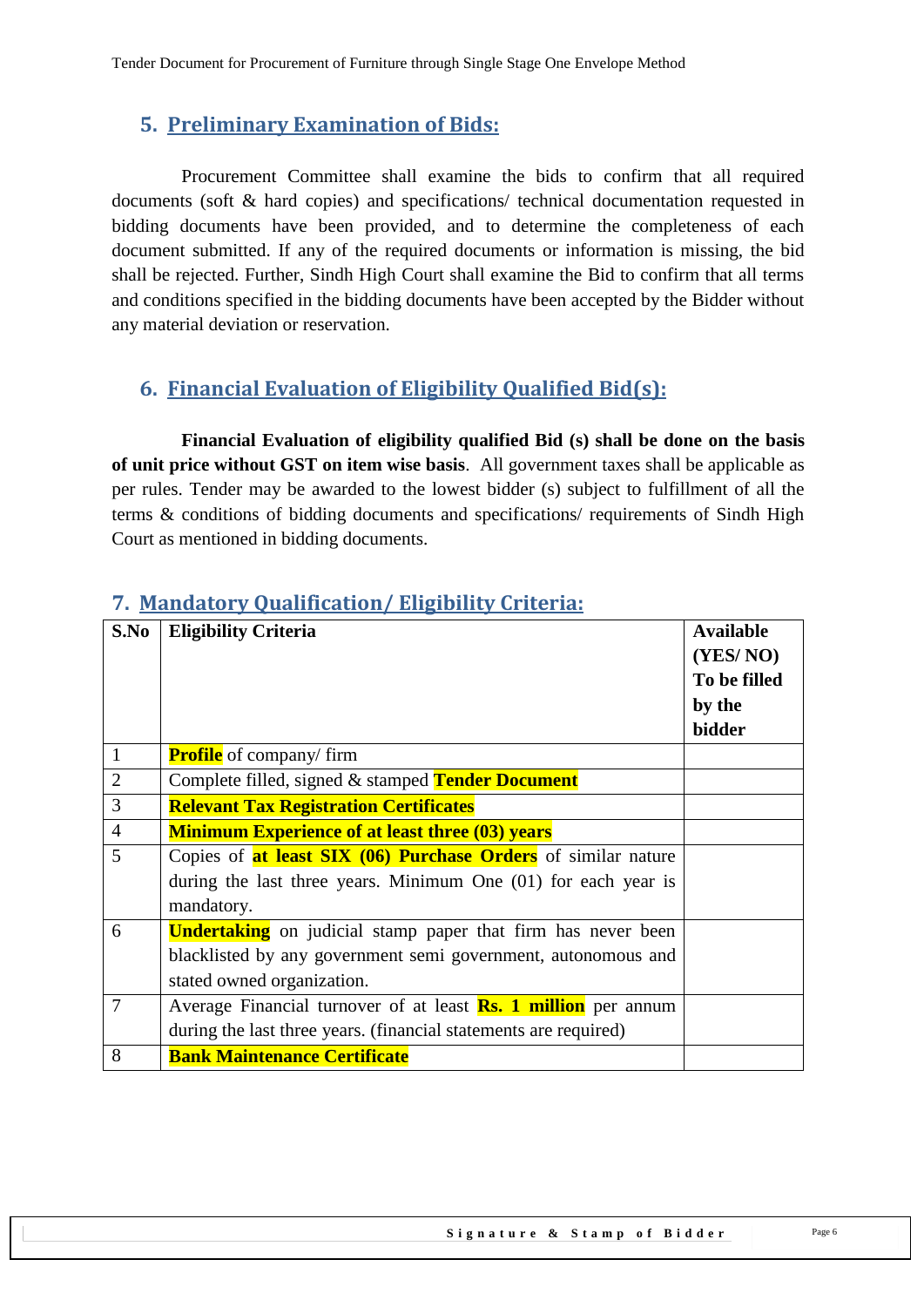## 5. Preliminary Examination of Bids:

Procurement Committee shall examine the bids to confirm that all required documents (soft & hard copies) and specifications/ technical documentation requested in bidding documents have been provided, and to determine the completeness of each document submitted. If any of the required documents or information is missing, the bid shall be rejected. Further, Sindh High Court shall examine the Bid to confirm that all terms and conditions specified in the bidding documents have been accepted by the Bidder without any material deviation or reservation.

## 6. Financial Evaluation of Eligibility Qualified Bid(s):

**Financial Evaluation of eligibility qualified Bid (s) shall be done on the basis of unit price without GST on item wise basis**. All government taxes shall be applicable as per rules. Tender may be awarded to the lowest bidder (s) subject to fulfillment of all the terms & conditions of bidding documents and specifications/ requirements of Sindh High Court as mentioned in bidding documents.

## 7. Mandatory Qualification/ Eligibility Criteria:

| S.No | Eligibility Criteria | Available (YES/ NO) To be filled by the bidder |
|---|---|---|
| 1 | **Profile** of company/ firm | |
| 2 | Complete filled, signed & stamped **Tender Document** | |
| 3 | **Relevant Tax Registration Certificates** | |
| 4 | **Minimum Experience of at least three (03) years** | |
| 5 | Copies of **at least SIX (06) Purchase Orders** of similar nature during the last three years. Minimum One (01) for each year is mandatory. | |
| 6 | **Undertaking** on judicial stamp paper that firm has never been blacklisted by any government semi government, autonomous and stated owned organization. | |
| 7 | Average Financial turnover of at least **Rs. 1 million** per annum during the last three years. (financial statements are required) | |
| 8 | **Bank Maintenance Certificate** | |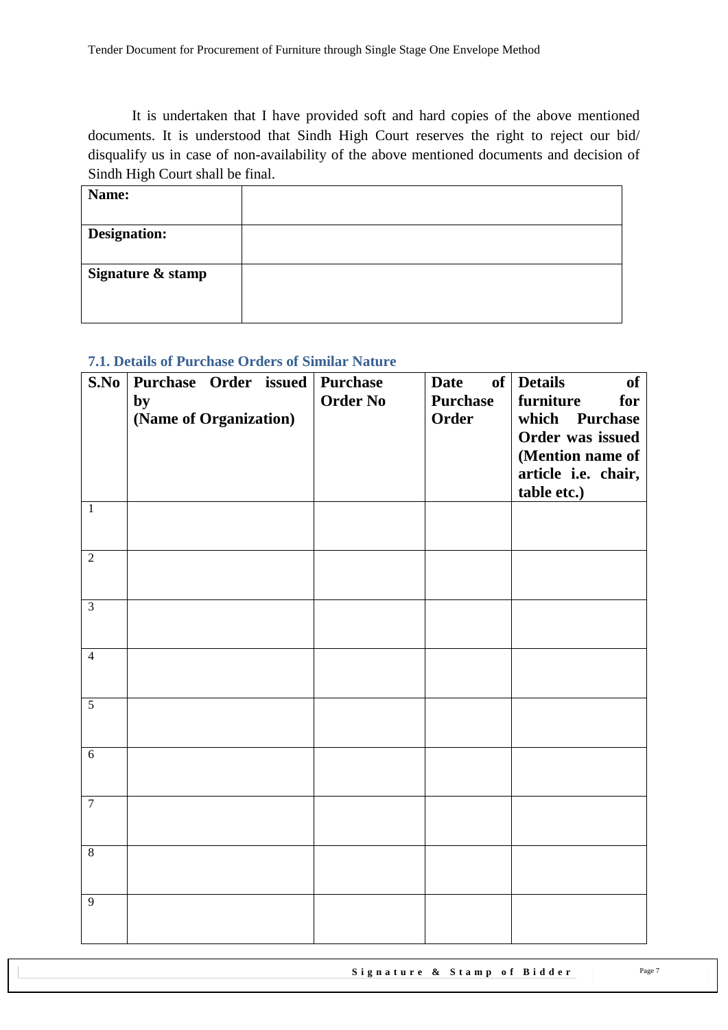It is undertaken that I have provided soft and hard copies of the above mentioned documents. It is understood that Sindh High Court reserves the right to reject our bid/ disqualify us in case of non-availability of the above mentioned documents and decision of Sindh High Court shall be final.

| **Name:** | |
|---|---|
| **Designation:** | |
| **Signature & stamp** | |

### 7.1. Details of Purchase Orders of Similar Nature

| S.No | Purchase Order issued by (Name of Organization) | Purchase Order No | Date of Purchase Order | Details of furniture for which Purchase Order was issued (Mention name of article i.e. chair, table etc.) |
|---|---|---|---|---|
| 1 | | | | |
| 2 | | | | |
| 3 | | | | |
| 4 | | | | |
| 5 | | | | |
| 6 | | | | |
| 7 | | | | |
| 8 | | | | |
| 9 | | | | |

**Signature & Stamp of Bidder**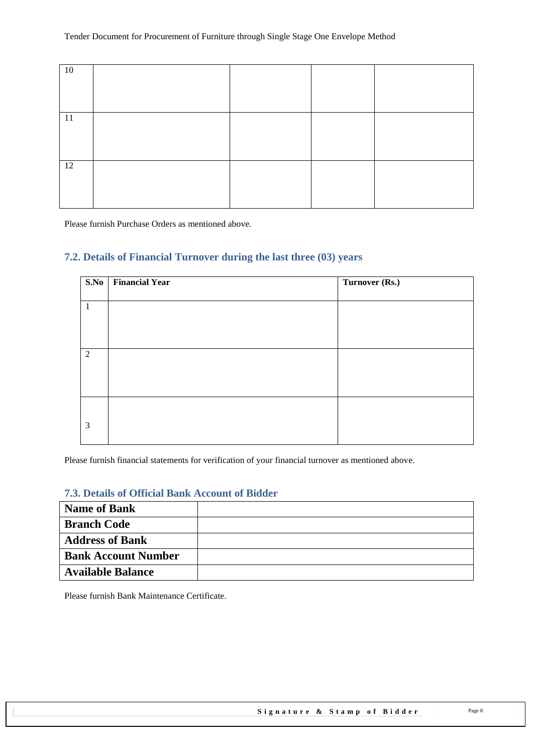| 10 | | | | |
|---|---|---|---|---|
| 11 | | | | |
| 12 | | | | |

Please furnish Purchase Orders as mentioned above.

## 7.2. Details of Financial Turnover during the last three (03) years

| S.No | Financial Year | Turnover (Rs.) |
|---|---|---|
| 1 | | |
| 2 | | |
| 3 | | |

Please furnish financial statements for verification of your financial turnover as mentioned above.

## 7.3. Details of Official Bank Account of Bidder

| **Name of Bank** | |
|---|---|
| **Branch Code** | |
| **Address of Bank** | |
| **Bank Account Number** | |
| **Available Balance** | |

Please furnish Bank Maintenance Certificate.

**Signature & Stamp of Bidder**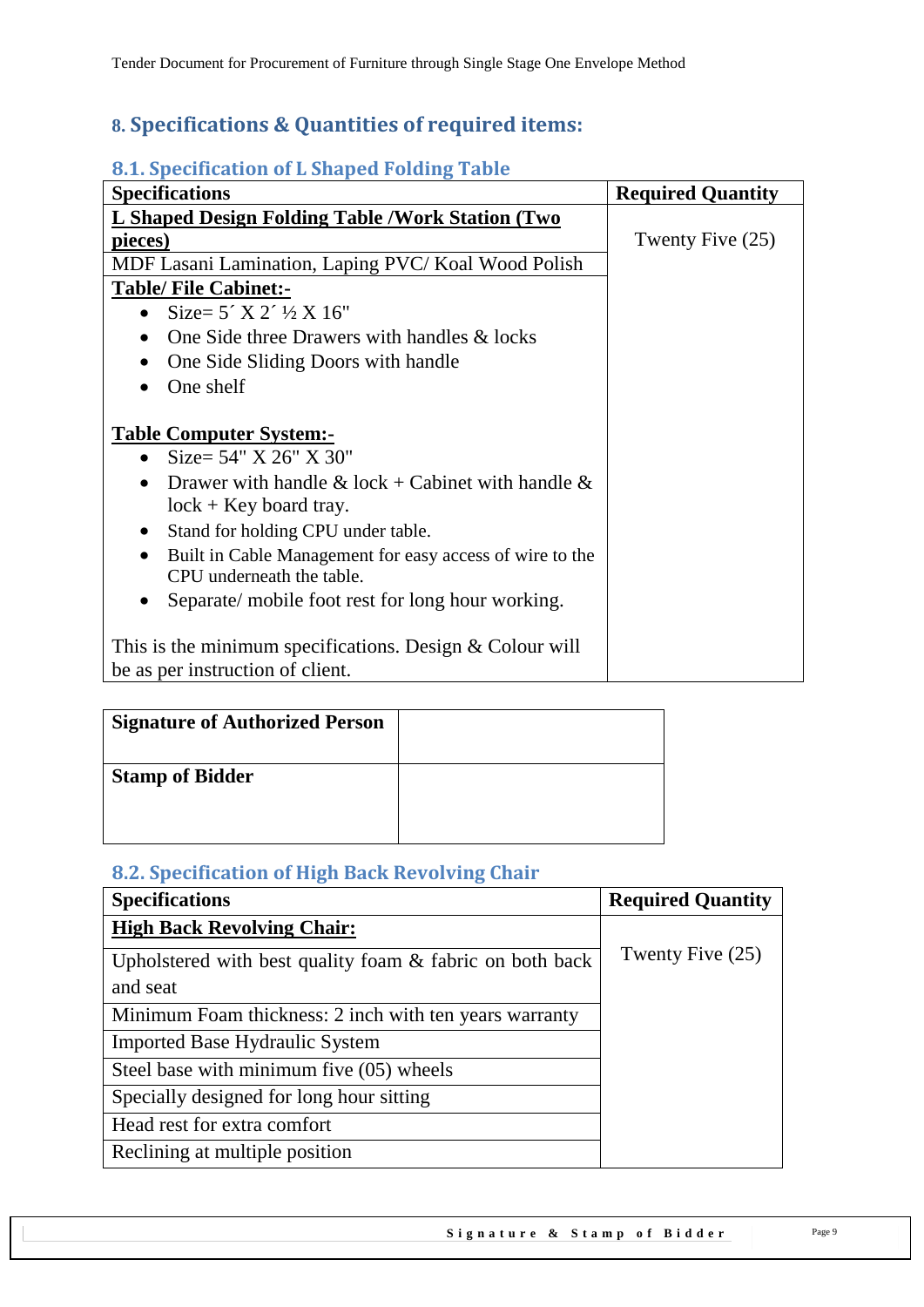## 8. Specifications & Quantities of required items:

### 8.1. Specification of L Shaped Folding Table

| Specifications | Required Quantity |
|---|---|
| **<u>L Shaped Design Folding Table /Work Station (Two pieces)</u>** | Twenty Five (25) |
| MDF Lasani Lamination, Laping PVC/ Koal Wood Polish | |
| **<u>Table/ File Cabinet:-</u>**<br>• Size= 5´ X 2´ ½ X 16"<br>• One Side three Drawers with handles & locks<br>• One Side Sliding Doors with handle<br>• One shelf<br><br>**<u>Table Computer System:-</u>**<br>• Size= 54" X 26" X 30"<br>• Drawer with handle & lock + Cabinet with handle & lock + Key board tray.<br>• Stand for holding CPU under table.<br>• Built in Cable Management for easy access of wire to the CPU underneath the table.<br>• Separate/ mobile foot rest for long hour working.<br><br>This is the minimum specifications. Design & Colour will be as per instruction of client. | |

| **Signature of Authorized Person** | |
|---|---|
| **Stamp of Bidder** | |

### 8.2. Specification of High Back Revolving Chair

| Specifications | Required Quantity |
|---|---|
| **<u>High Back Revolving Chair:</u>** | Twenty Five (25) |
| Upholstered with best quality foam & fabric on both back and seat | |
| Minimum Foam thickness: 2 inch with ten years warranty | |
| Imported Base Hydraulic System | |
| Steel base with minimum five (05) wheels | |
| Specially designed for long hour sitting | |
| Head rest for extra comfort | |
| Reclining at multiple position | |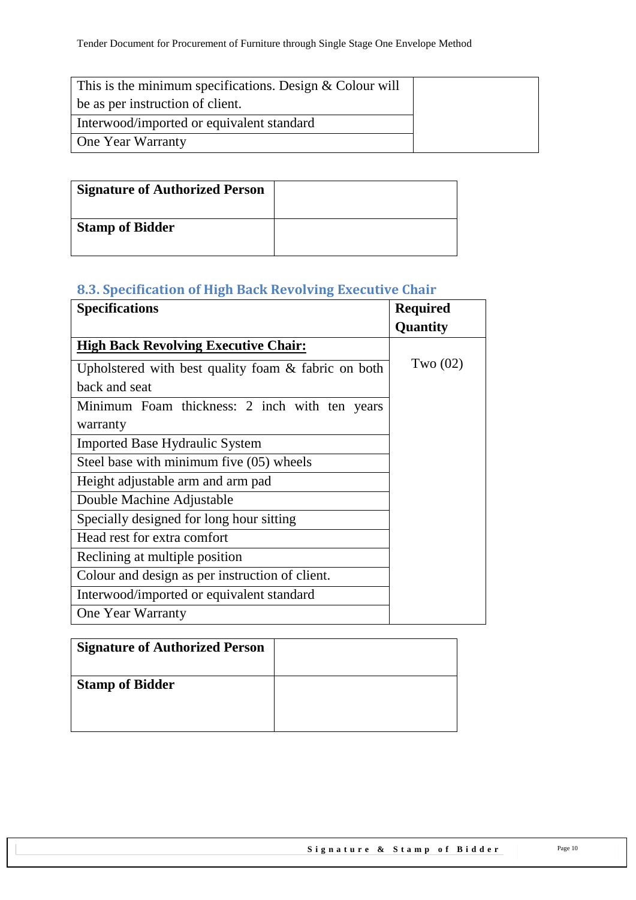| This is the minimum specifications. Design & Colour will be as per instruction of client. | |
|---|---|
| Interwood/imported or equivalent standard | |
| One Year Warranty | |

| **Signature of Authorized Person** | |
|---|---|
| **Stamp of Bidder** | |

### 8.3. Specification of High Back Revolving Executive Chair

| **Specifications** | **Required Quantity** |
|---|---|
| **High Back Revolving Executive Chair:** | Two (02) |
| Upholstered with best quality foam & fabric on both back and seat | |
| Minimum Foam thickness: 2 inch with ten years warranty | |
| Imported Base Hydraulic System | |
| Steel base with minimum five (05) wheels | |
| Height adjustable arm and arm pad | |
| Double Machine Adjustable | |
| Specially designed for long hour sitting | |
| Head rest for extra comfort | |
| Reclining at multiple position | |
| Colour and design as per instruction of client. | |
| Interwood/imported or equivalent standard | |
| One Year Warranty | |

| **Signature of Authorized Person** | |
|---|---|
| **Stamp of Bidder** | |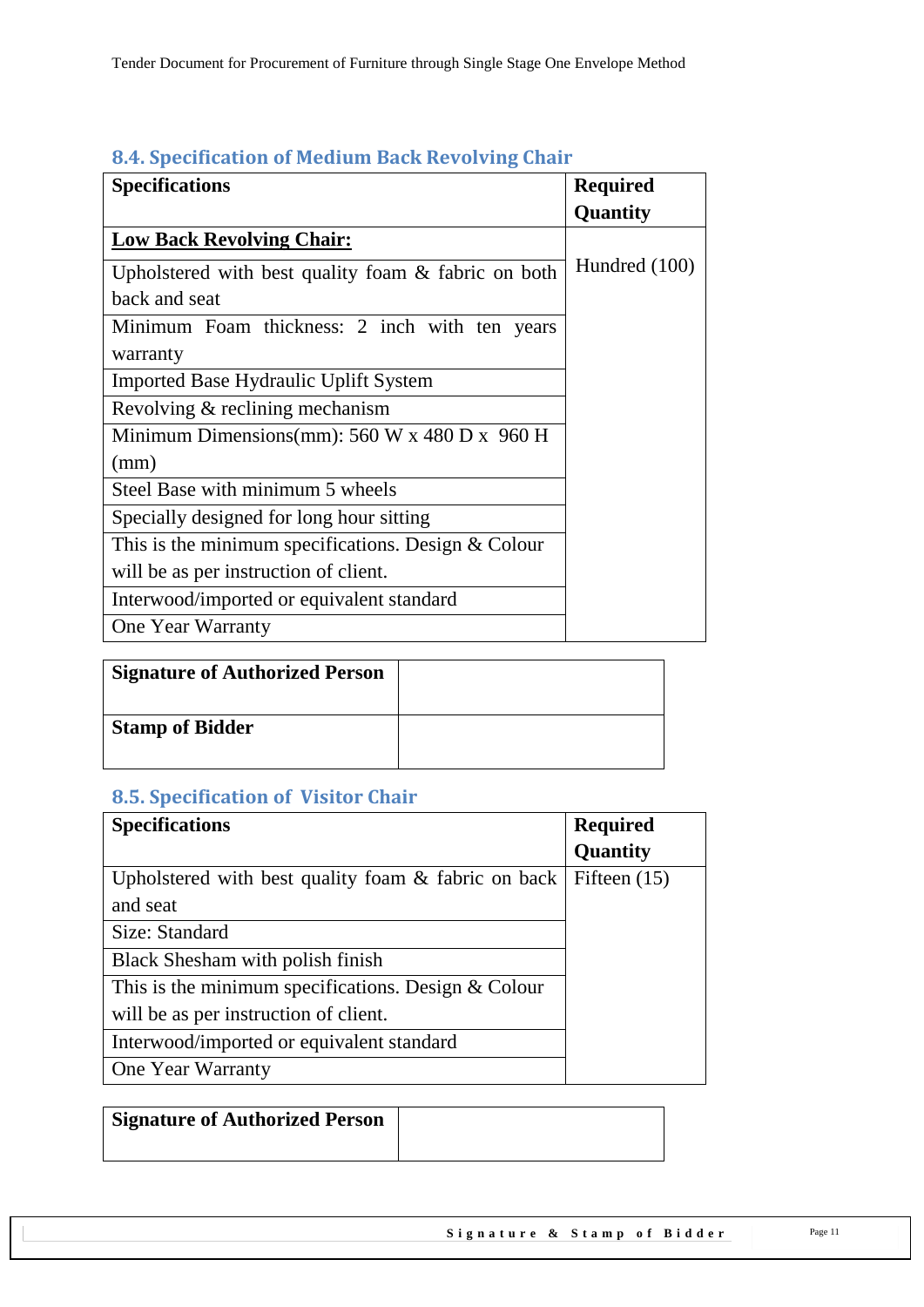## 8.4. Specification of Medium Back Revolving Chair

| Specifications | Required Quantity |
|---|---|
| **Low Back Revolving Chair:** | Hundred (100) |
| Upholstered with best quality foam & fabric on both back and seat | |
| Minimum Foam thickness: 2 inch with ten years warranty | |
| Imported Base Hydraulic Uplift System | |
| Revolving & reclining mechanism | |
| Minimum Dimensions(mm): 560 W x 480 D x 960 H (mm) | |
| Steel Base with minimum 5 wheels | |
| Specially designed for long hour sitting | |
| This is the minimum specifications. Design & Colour will be as per instruction of client. | |
| Interwood/imported or equivalent standard | |
| One Year Warranty | |

| **Signature of Authorized Person** | |
|---|---|
| **Stamp of Bidder** | |

## 8.5. Specification of Visitor Chair

| Specifications | Required Quantity |
|---|---|
| Upholstered with best quality foam & fabric on back and seat | Fifteen (15) |
| Size: Standard | |
| Black Shesham with polish finish | |
| This is the minimum specifications. Design & Colour will be as per instruction of client. | |
| Interwood/imported or equivalent standard | |
| One Year Warranty | |

| **Signature of Authorized Person** | |
|---|---|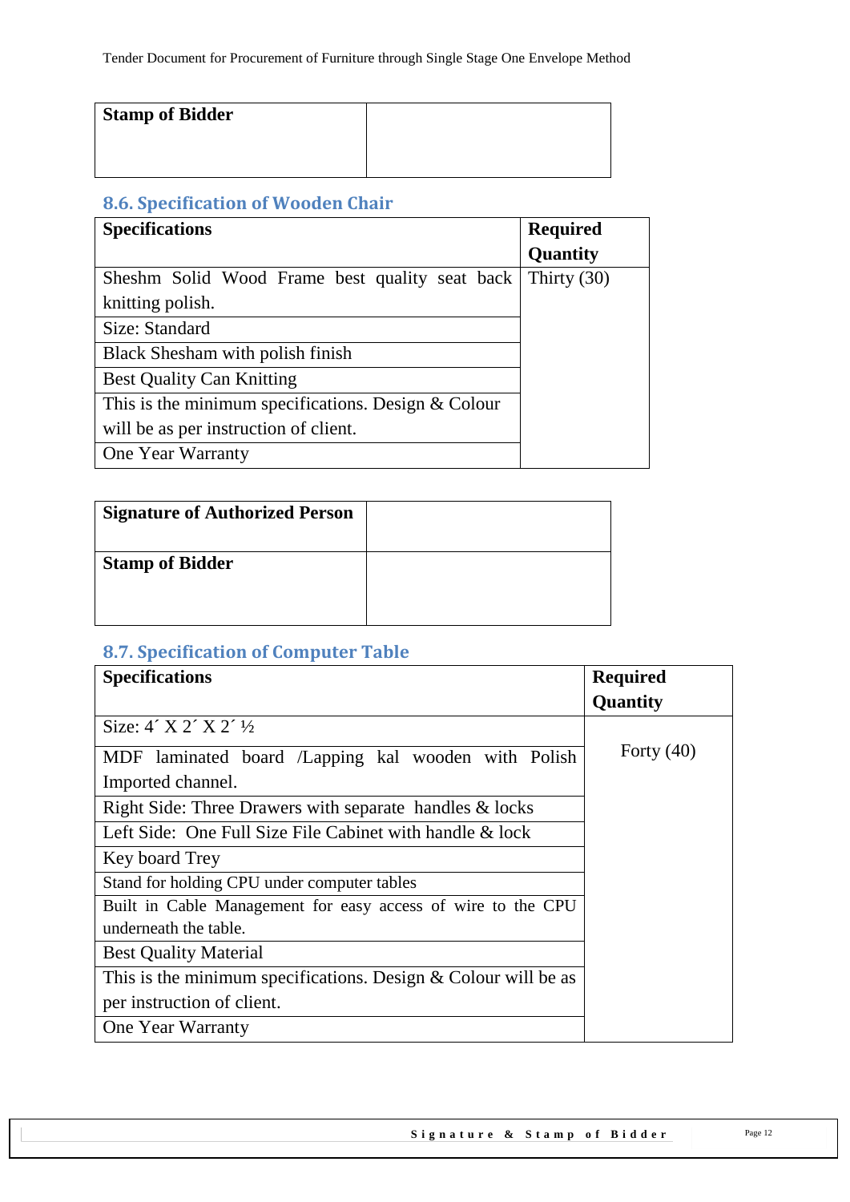| **Stamp of Bidder** | |
|---|---|

## 8.6. Specification of Wooden Chair

| **Specifications** | **Required Quantity** |
|---|---|
| Sheshm Solid Wood Frame best quality seat back knitting polish. | Thirty (30) |
| Size: Standard | |
| Black Shesham with polish finish | |
| Best Quality Can Knitting | |
| This is the minimum specifications. Design & Colour will be as per instruction of client. | |
| One Year Warranty | |

| **Signature of Authorized Person** | |
|---|---|
| **Stamp of Bidder** | |

## 8.7. Specification of Computer Table

| **Specifications** | **Required Quantity** |
|---|---|
| Size: 4´ X 2´ X 2´ ½ | Forty (40) |
| MDF laminated board /Lapping kal wooden with Polish Imported channel. | |
| Right Side: Three Drawers with separate handles & locks | |
| Left Side: One Full Size File Cabinet with handle & lock | |
| Key board Trey | |
| Stand for holding CPU under computer tables | |
| Built in Cable Management for easy access of wire to the CPU underneath the table. | |
| Best Quality Material | |
| This is the minimum specifications. Design & Colour will be as per instruction of client. | |
| One Year Warranty | |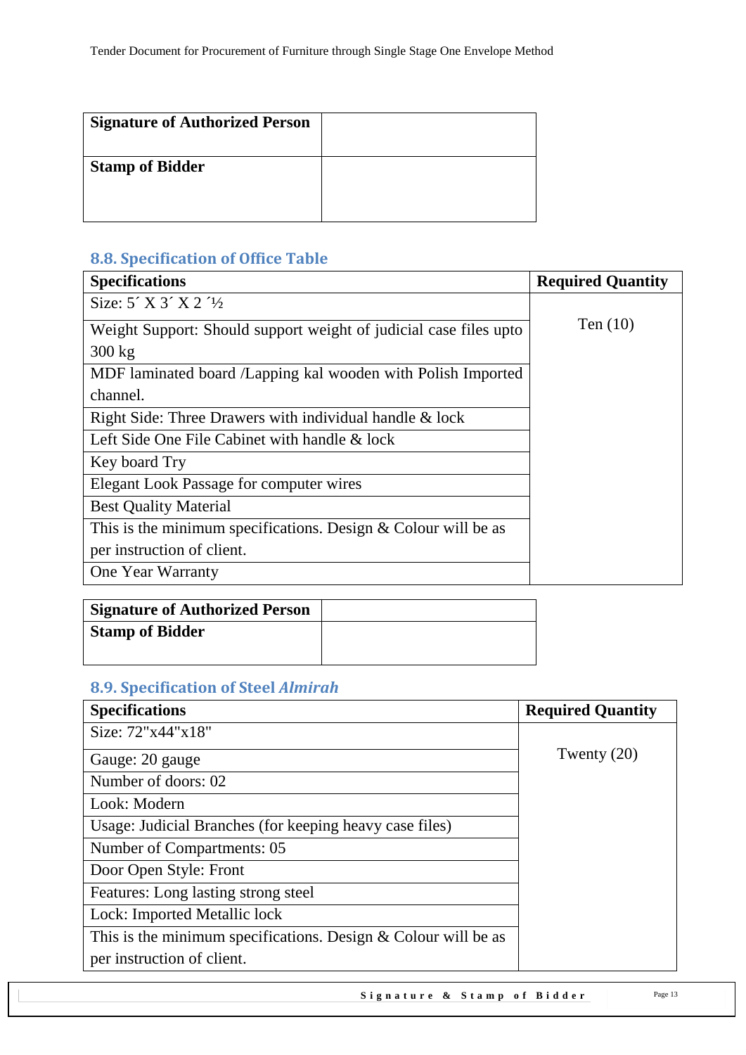| **Signature of Authorized Person** | |
|---|---|
| **Stamp of Bidder** | |

## 8.8. Specification of Office Table

| Specifications | Required Quantity |
|---|---|
| Size: 5´ X 3´ X 2 ´½ | Ten (10) |
| Weight Support: Should support weight of judicial case files upto 300 kg | |
| MDF laminated board /Lapping kal wooden with Polish Imported channel. | |
| Right Side: Three Drawers with individual handle & lock | |
| Left Side One File Cabinet with handle & lock | |
| Key board Try | |
| Elegant Look Passage for computer wires | |
| Best Quality Material | |
| This is the minimum specifications. Design & Colour will be as per instruction of client. | |
| One Year Warranty | |

| **Signature of Authorized Person** | |
|---|---|
| **Stamp of Bidder** | |

## 8.9. Specification of Steel *Almirah*

| Specifications | Required Quantity |
|---|---|
| Size: 72"x44"x18" | Twenty (20) |
| Gauge: 20 gauge | |
| Number of doors: 02 | |
| Look: Modern | |
| Usage: Judicial Branches (for keeping heavy case files) | |
| Number of Compartments: 05 | |
| Door Open Style: Front | |
| Features: Long lasting strong steel | |
| Lock: Imported Metallic lock | |
| This is the minimum specifications. Design & Colour will be as per instruction of client. | |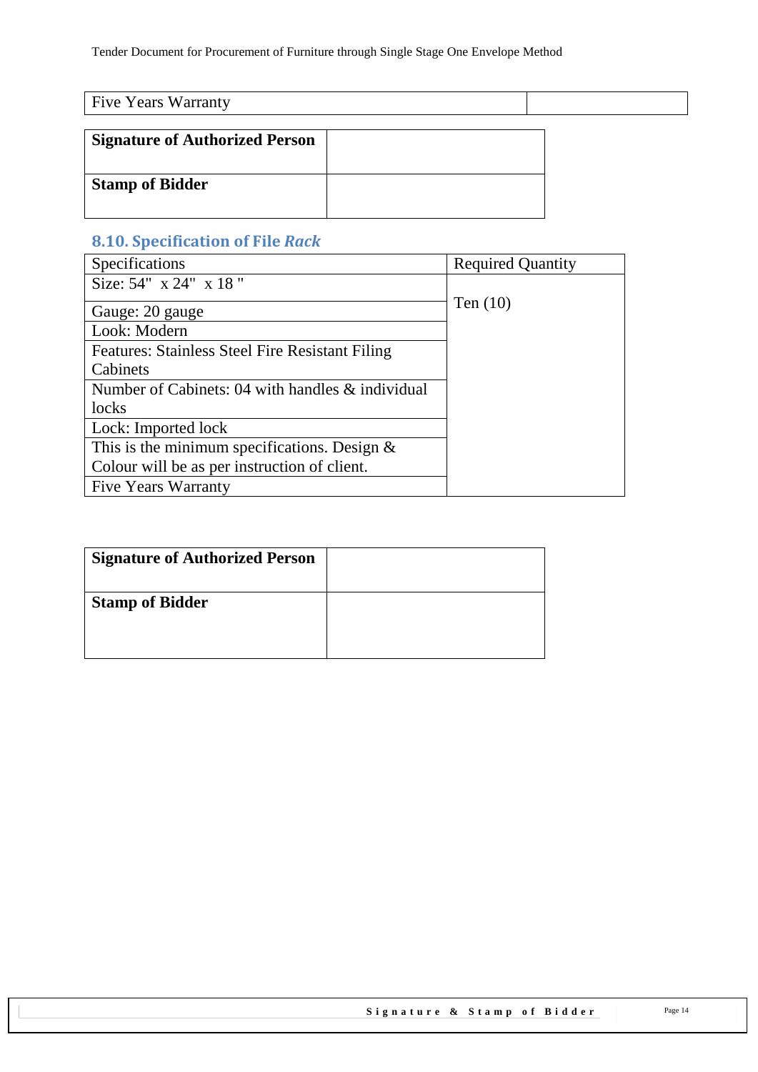| Five Years Warranty | |
|---|---|

| **Signature of Authorized Person** | |
|---|---|
| **Stamp of Bidder** | |

### 8.10. Specification of File *Rack*

| Specifications | Required Quantity |
|---|---|
| Size: 54" x 24" x 18 " | Ten (10) |
| Gauge: 20 gauge | |
| Look: Modern | |
| Features: Stainless Steel Fire Resistant Filing Cabinets | |
| Number of Cabinets: 04 with handles & individual locks | |
| Lock: Imported lock | |
| This is the minimum specifications. Design & Colour will be as per instruction of client. | |
| Five Years Warranty | |

| **Signature of Authorized Person** | |
|---|---|
| **Stamp of Bidder** | |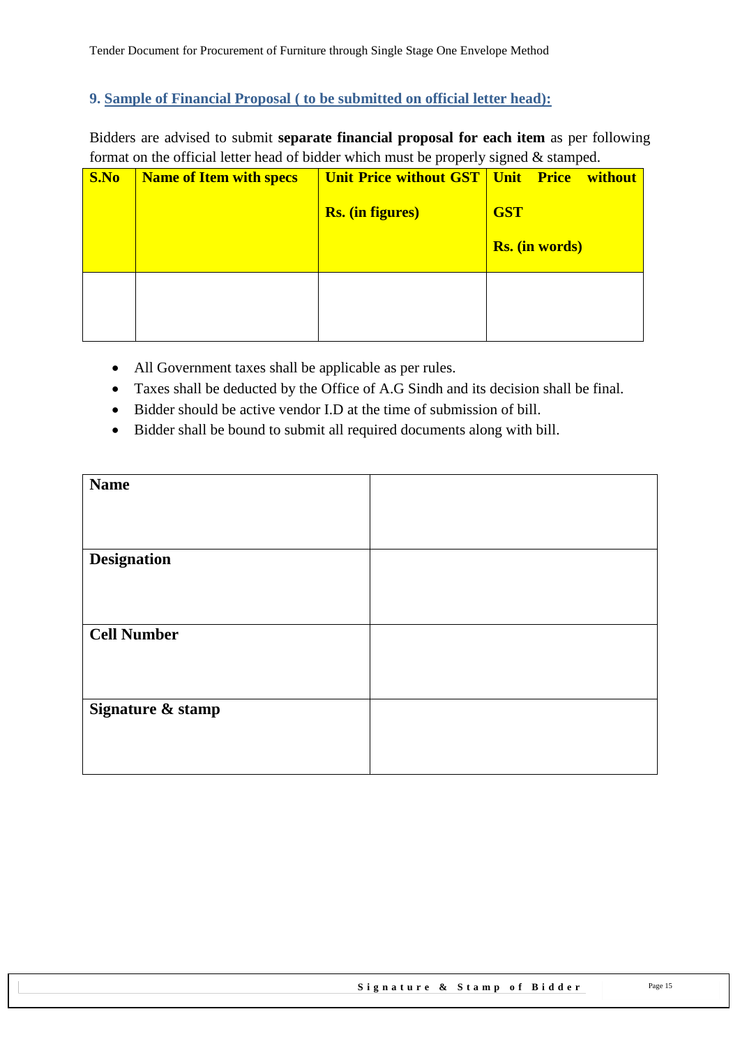## 9. Sample of Financial Proposal ( to be submitted on official letter head):

Bidders are advised to submit **separate financial proposal for each item** as per following format on the official letter head of bidder which must be properly signed & stamped.

| S.No | Name of Item with specs | Unit Price without GST Rs. (in figures) | Unit Price without GST Rs. (in words) |
|---|---|---|---|
| | | | |

- All Government taxes shall be applicable as per rules.
- Taxes shall be deducted by the Office of A.G Sindh and its decision shall be final.
- Bidder should be active vendor I.D at the time of submission of bill.
- Bidder shall be bound to submit all required documents along with bill.

| **Name** | |
|---|---|
| **Designation** | |
| **Cell Number** | |
| **Signature & stamp** | |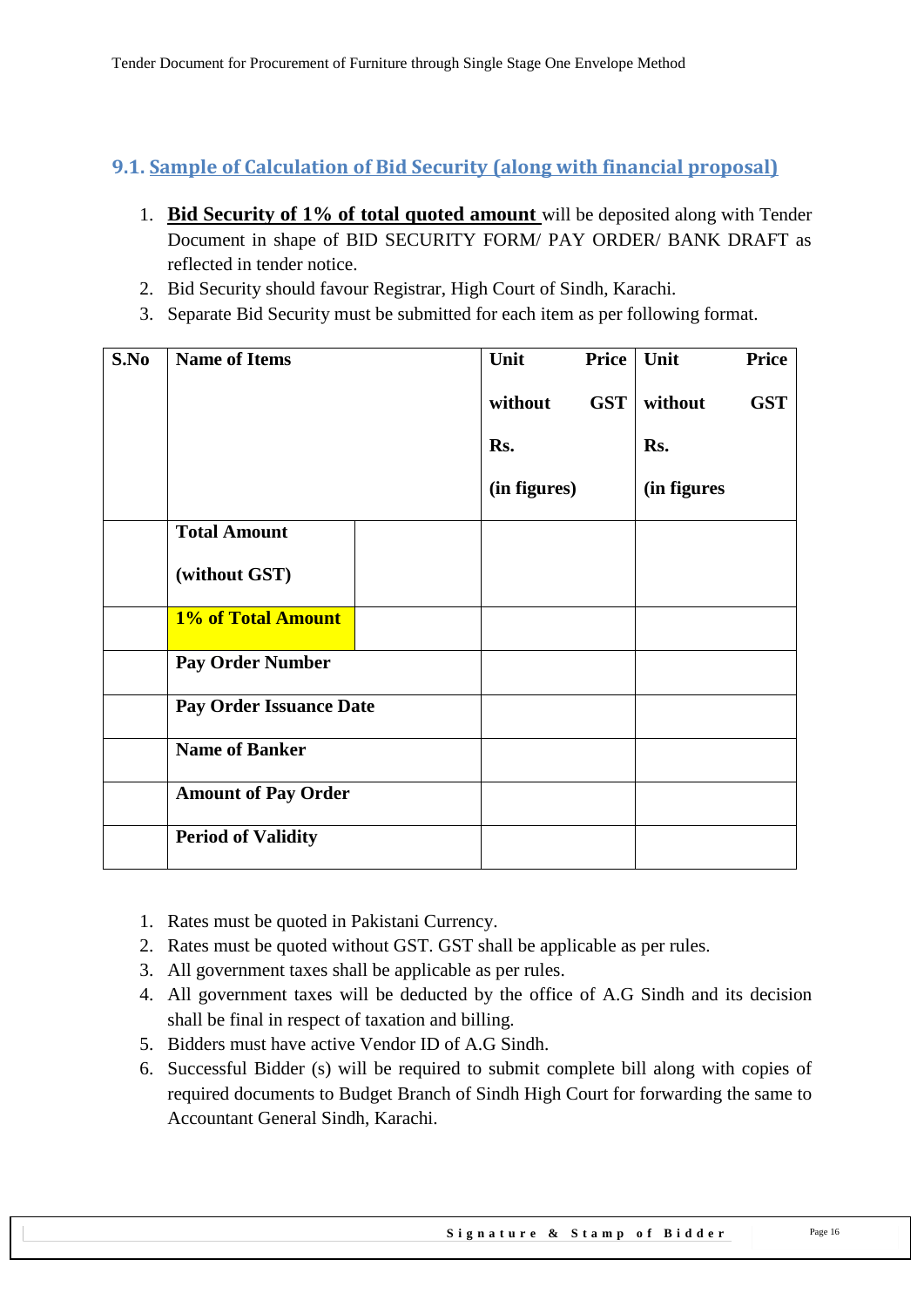## 9.1. Sample of Calculation of Bid Security (along with financial proposal)

1. **Bid Security of 1% of total quoted amount** will be deposited along with Tender Document in shape of BID SECURITY FORM/ PAY ORDER/ BANK DRAFT as reflected in tender notice.
2. Bid Security should favour Registrar, High Court of Sindh, Karachi.
3. Separate Bid Security must be submitted for each item as per following format.

| S.No | Name of Items | | Unit Price without GST Rs. (in figures) | Unit Price without GST Rs. (in figures |
|---|---|---|---|---|
| | **Total Amount (without GST)** | | | |
| | **1% of Total Amount** | | | |
| | **Pay Order Number** | | | |
| | **Pay Order Issuance Date** | | | |
| | **Name of Banker** | | | |
| | **Amount of Pay Order** | | | |
| | **Period of Validity** | | | |

1. Rates must be quoted in Pakistani Currency.
2. Rates must be quoted without GST. GST shall be applicable as per rules.
3. All government taxes shall be applicable as per rules.
4. All government taxes will be deducted by the office of A.G Sindh and its decision shall be final in respect of taxation and billing.
5. Bidders must have active Vendor ID of A.G Sindh.
6. Successful Bidder (s) will be required to submit complete bill along with copies of required documents to Budget Branch of Sindh High Court for forwarding the same to Accountant General Sindh, Karachi.

**Signature & Stamp of Bidder**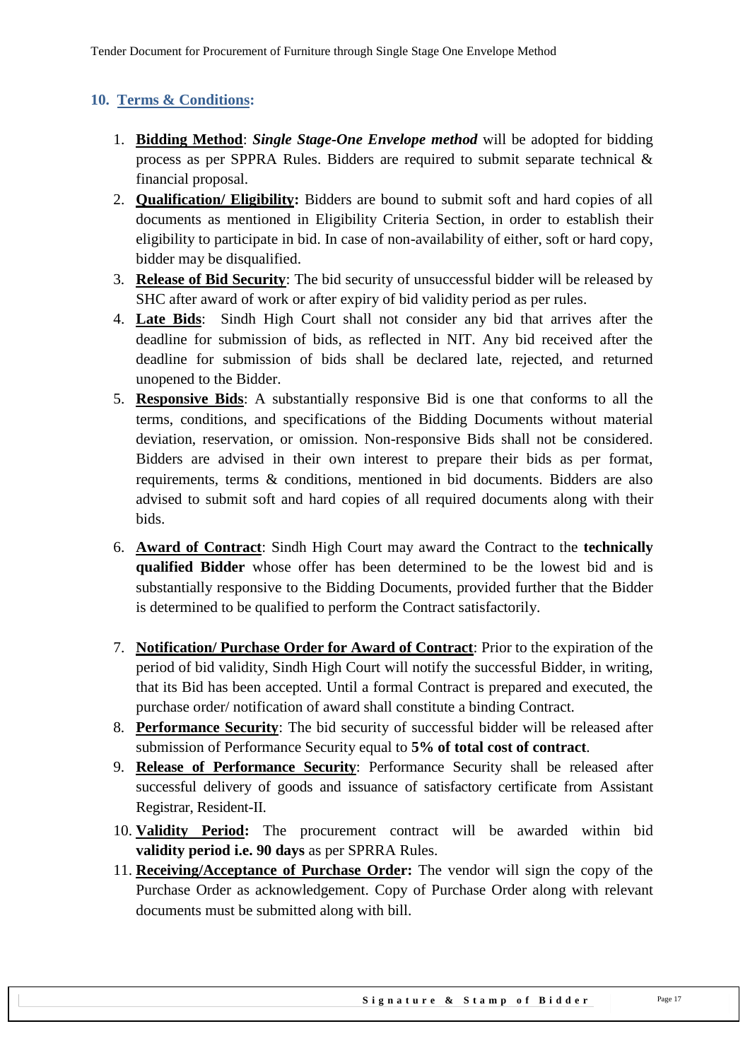## 10. Terms & Conditions:

1. **Bidding Method**: ***Single Stage-One Envelope method*** will be adopted for bidding process as per SPPRA Rules. Bidders are required to submit separate technical & financial proposal.
2. **Qualification/ Eligibility:** Bidders are bound to submit soft and hard copies of all documents as mentioned in Eligibility Criteria Section, in order to establish their eligibility to participate in bid. In case of non-availability of either, soft or hard copy, bidder may be disqualified.
3. **Release of Bid Security**: The bid security of unsuccessful bidder will be released by SHC after award of work or after expiry of bid validity period as per rules.
4. **Late Bids**: Sindh High Court shall not consider any bid that arrives after the deadline for submission of bids, as reflected in NIT. Any bid received after the deadline for submission of bids shall be declared late, rejected, and returned unopened to the Bidder.
5. **Responsive Bids**: A substantially responsive Bid is one that conforms to all the terms, conditions, and specifications of the Bidding Documents without material deviation, reservation, or omission. Non-responsive Bids shall not be considered. Bidders are advised in their own interest to prepare their bids as per format, requirements, terms & conditions, mentioned in bid documents. Bidders are also advised to submit soft and hard copies of all required documents along with their bids.
6. **Award of Contract**: Sindh High Court may award the Contract to the **technically qualified Bidder** whose offer has been determined to be the lowest bid and is substantially responsive to the Bidding Documents, provided further that the Bidder is determined to be qualified to perform the Contract satisfactorily.
7. **Notification/ Purchase Order for Award of Contract**: Prior to the expiration of the period of bid validity, Sindh High Court will notify the successful Bidder, in writing, that its Bid has been accepted. Until a formal Contract is prepared and executed, the purchase order/ notification of award shall constitute a binding Contract.
8. **Performance Security**: The bid security of successful bidder will be released after submission of Performance Security equal to **5% of total cost of contract**.
9. **Release of Performance Security**: Performance Security shall be released after successful delivery of goods and issuance of satisfactory certificate from Assistant Registrar, Resident-II.
10. **Validity Period:** The procurement contract will be awarded within bid **validity period i.e. 90 days** as per SPRRA Rules.
11. **Receiving/Acceptance of Purchase Order:** The vendor will sign the copy of the Purchase Order as acknowledgement. Copy of Purchase Order along with relevant documents must be submitted along with bill.

**Signature & Stamp of Bidder**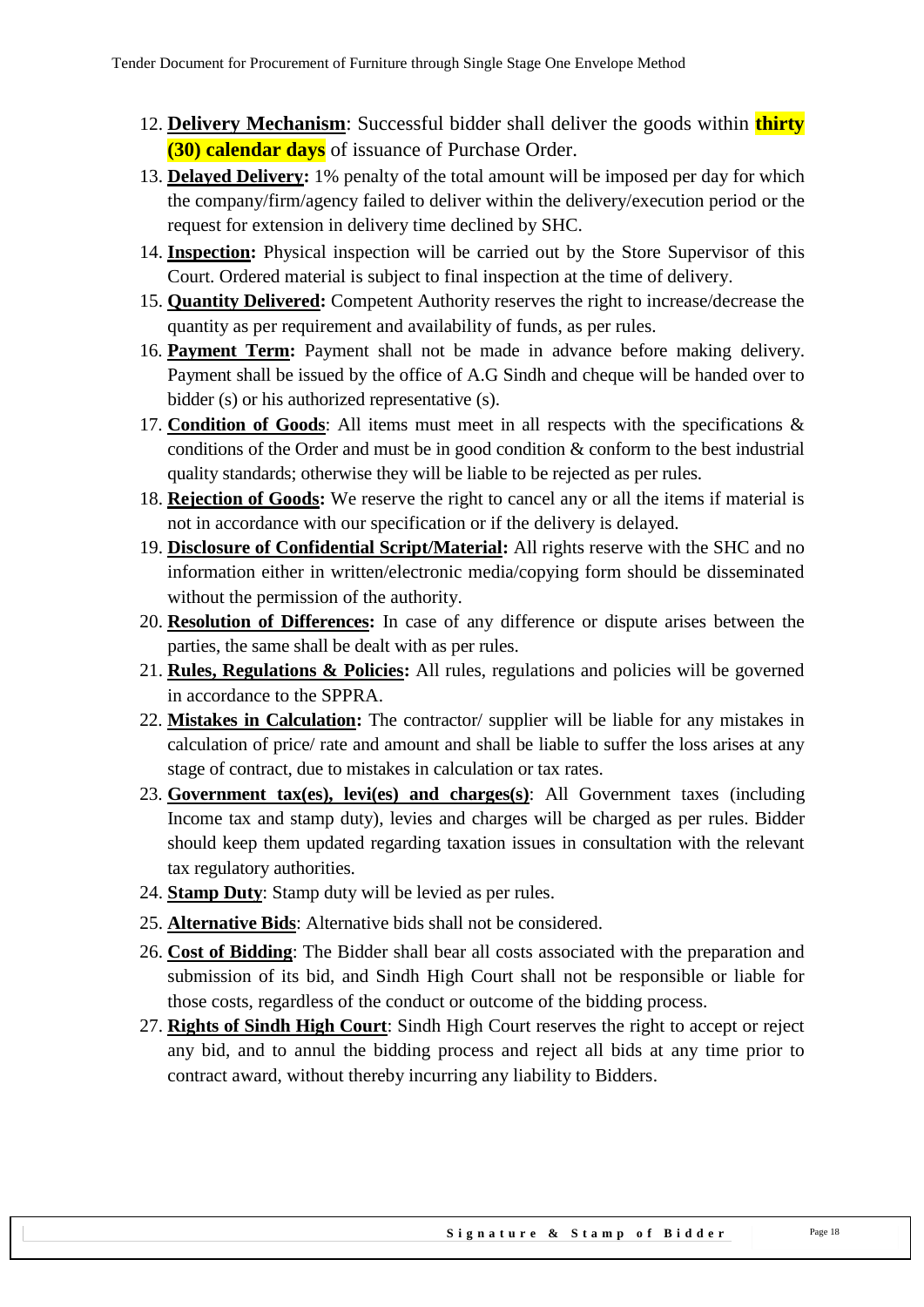12. **Delivery Mechanism**: Successful bidder shall deliver the goods within **thirty (30) calendar days** of issuance of Purchase Order.
13. **Delayed Delivery:** 1% penalty of the total amount will be imposed per day for which the company/firm/agency failed to deliver within the delivery/execution period or the request for extension in delivery time declined by SHC.
14. **Inspection:** Physical inspection will be carried out by the Store Supervisor of this Court. Ordered material is subject to final inspection at the time of delivery.
15. **Quantity Delivered:** Competent Authority reserves the right to increase/decrease the quantity as per requirement and availability of funds, as per rules.
16. **Payment Term:** Payment shall not be made in advance before making delivery. Payment shall be issued by the office of A.G Sindh and cheque will be handed over to bidder (s) or his authorized representative (s).
17. **Condition of Goods**: All items must meet in all respects with the specifications & conditions of the Order and must be in good condition & conform to the best industrial quality standards; otherwise they will be liable to be rejected as per rules.
18. **Rejection of Goods:** We reserve the right to cancel any or all the items if material is not in accordance with our specification or if the delivery is delayed.
19. **Disclosure of Confidential Script/Material:** All rights reserve with the SHC and no information either in written/electronic media/copying form should be disseminated without the permission of the authority.
20. **Resolution of Differences:** In case of any difference or dispute arises between the parties, the same shall be dealt with as per rules.
21. **Rules, Regulations & Policies:** All rules, regulations and policies will be governed in accordance to the SPPRA.
22. **Mistakes in Calculation:** The contractor/ supplier will be liable for any mistakes in calculation of price/ rate and amount and shall be liable to suffer the loss arises at any stage of contract, due to mistakes in calculation or tax rates.
23. **Government tax(es), levi(es) and charges(s)**: All Government taxes (including Income tax and stamp duty), levies and charges will be charged as per rules. Bidder should keep them updated regarding taxation issues in consultation with the relevant tax regulatory authorities.
24. **Stamp Duty**: Stamp duty will be levied as per rules.
25. **Alternative Bids**: Alternative bids shall not be considered.
26. **Cost of Bidding**: The Bidder shall bear all costs associated with the preparation and submission of its bid, and Sindh High Court shall not be responsible or liable for those costs, regardless of the conduct or outcome of the bidding process.
27. **Rights of Sindh High Court**: Sindh High Court reserves the right to accept or reject any bid, and to annul the bidding process and reject all bids at any time prior to contract award, without thereby incurring any liability to Bidders.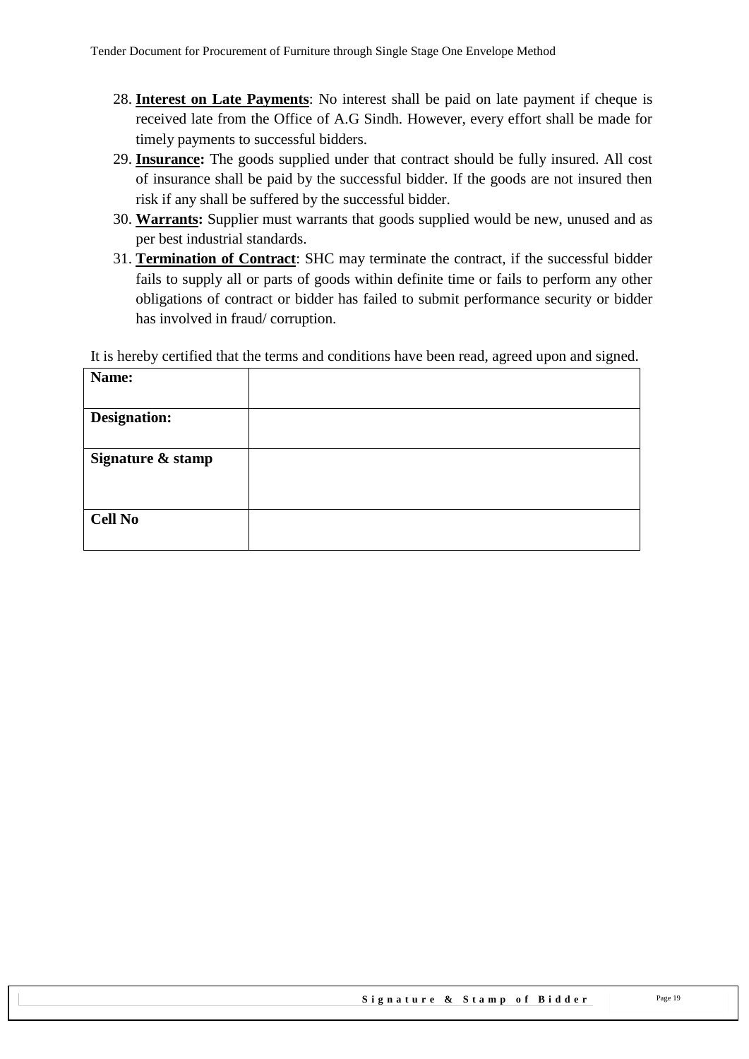28. **Interest on Late Payments**: No interest shall be paid on late payment if cheque is received late from the Office of A.G Sindh. However, every effort shall be made for timely payments to successful bidders.
29. **Insurance:** The goods supplied under that contract should be fully insured. All cost of insurance shall be paid by the successful bidder. If the goods are not insured then risk if any shall be suffered by the successful bidder.
30. **Warrants:** Supplier must warrants that goods supplied would be new, unused and as per best industrial standards.
31. **Termination of Contract**: SHC may terminate the contract, if the successful bidder fails to supply all or parts of goods within definite time or fails to perform any other obligations of contract or bidder has failed to submit performance security or bidder has involved in fraud/ corruption.

It is hereby certified that the terms and conditions have been read, agreed upon and signed.

| **Name:** | |
|---|---|
| **Designation:** | |
| **Signature & stamp** | |
| **Cell No** | |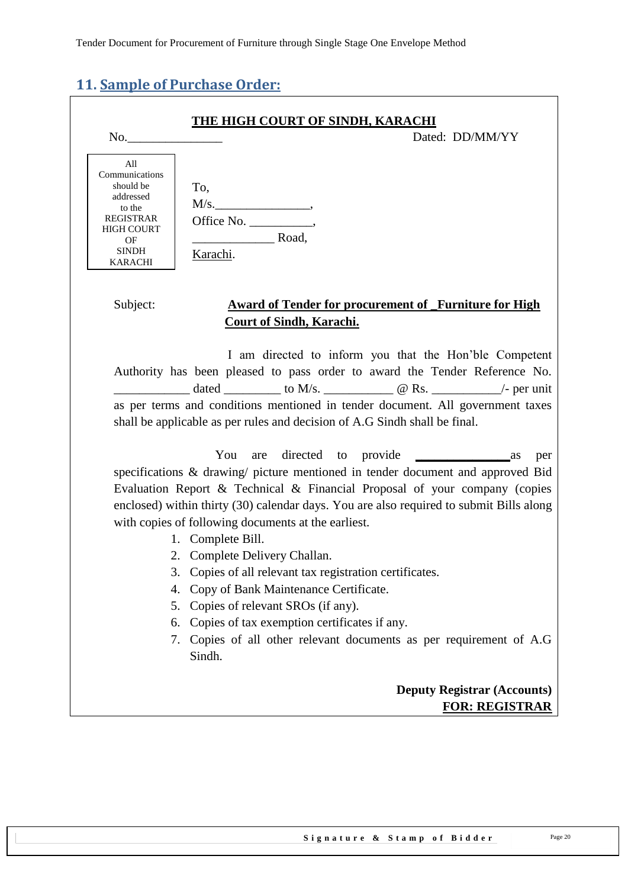## 11. Sample of Purchase Order:

**THE HIGH COURT OF SINDH, KARACHI**

No._______________ Dated: DD/MM/YY

All Communications should be addressed to the REGISTRAR HIGH COURT OF SINDH KARACHI

To,
M/s._______________,
Office No. __________,
_____________ Road,
Karachi.

Subject: **Award of Tender for procurement of _Furniture for High Court of Sindh, Karachi.**

I am directed to inform you that the Hon'ble Competent Authority has been pleased to pass order to award the Tender Reference No. ___________ dated _________ to M/s. ___________ @ Rs. ___________/- per unit as per terms and conditions mentioned in tender document. All government taxes shall be applicable as per rules and decision of A.G Sindh shall be final.

You are directed to provide _______________as per specifications & drawing/ picture mentioned in tender document and approved Bid Evaluation Report & Technical & Financial Proposal of your company (copies enclosed) within thirty (30) calendar days. You are also required to submit Bills along with copies of following documents at the earliest.

1. Complete Bill.
2. Complete Delivery Challan.
3. Copies of all relevant tax registration certificates.
4. Copy of Bank Maintenance Certificate.
5. Copies of relevant SROs (if any).
6. Copies of tax exemption certificates if any.
7. Copies of all other relevant documents as per requirement of A.G Sindh.

**Deputy Registrar (Accounts)**
**FOR: REGISTRAR**

Signature & Stamp of Bidder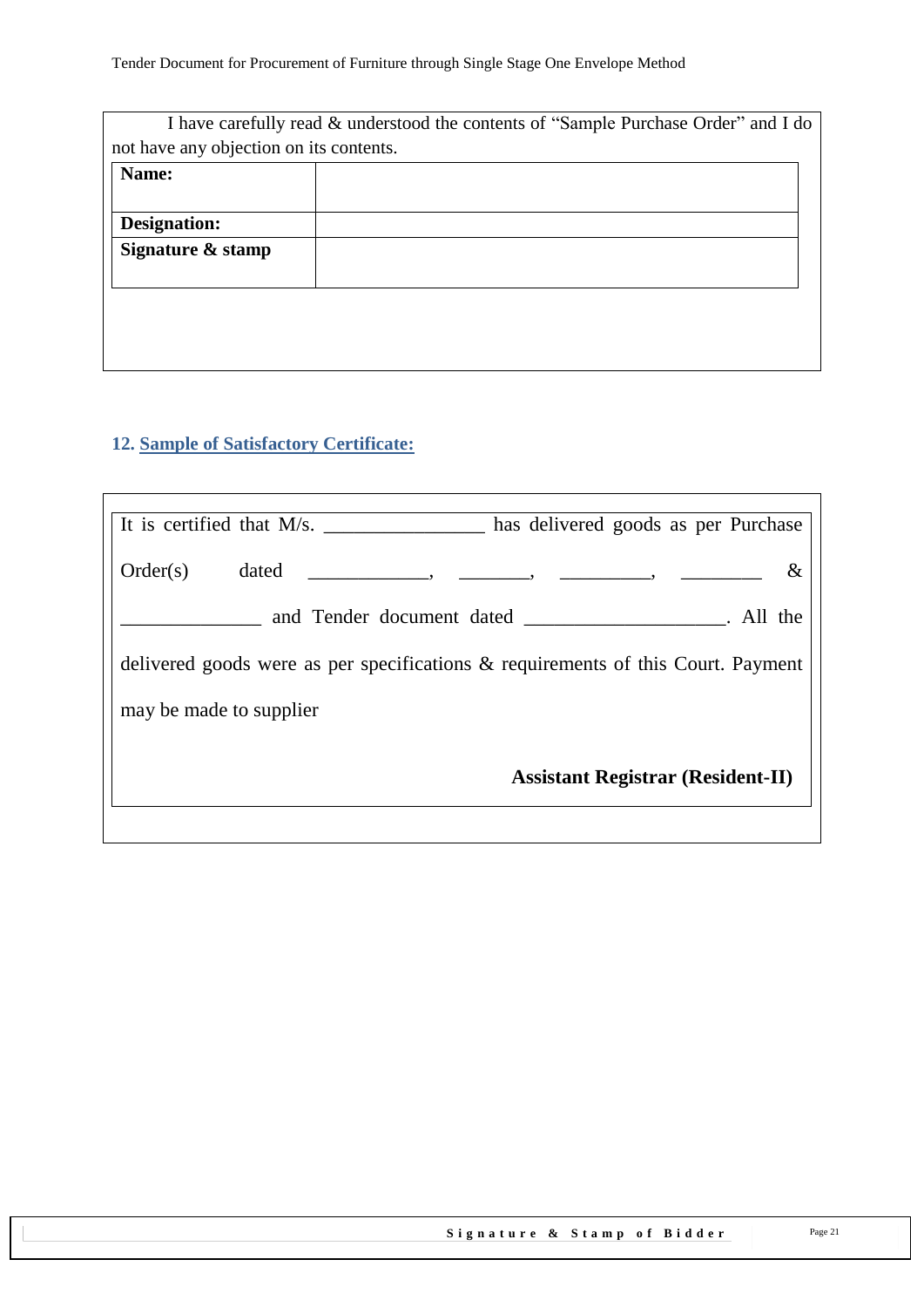I have carefully read & understood the contents of "Sample Purchase Order" and I do not have any objection on its contents.

| Name: | |
|---|---|
| Designation: | |
| Signature & stamp | |

## 12. Sample of Satisfactory Certificate:

It is certified that M/s. ________________ has delivered goods as per Purchase Order(s) dated ____________, _______, _________, ________ & ______________ and Tender document dated ____________________. All the delivered goods were as per specifications & requirements of this Court. Payment may be made to supplier

**Assistant Registrar (Resident-II)**

**Signature & Stamp of Bidder**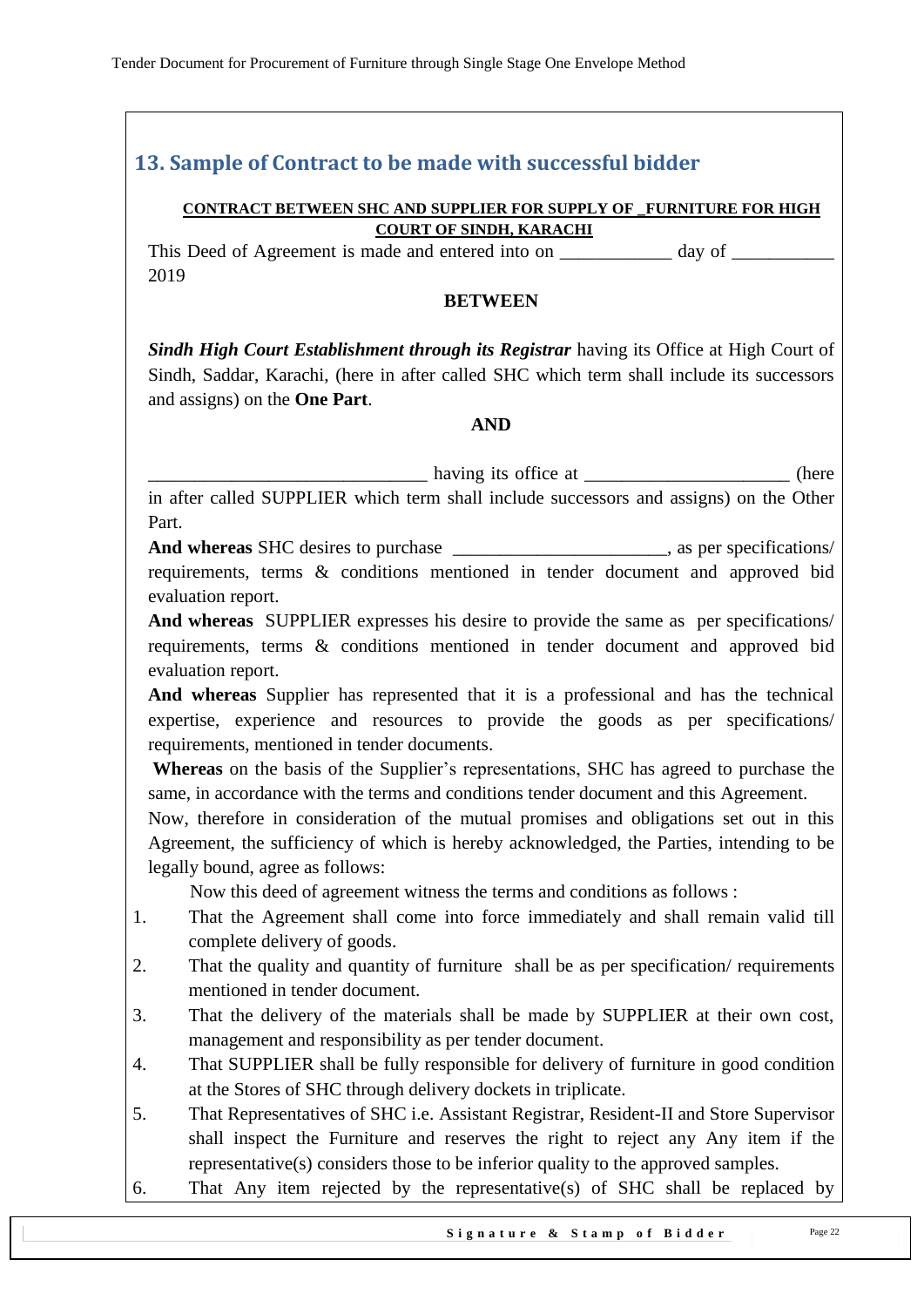## 13. Sample of Contract to be made with successful bidder

**CONTRACT BETWEEN SHC AND SUPPLIER FOR SUPPLY OF _FURNITURE FOR HIGH COURT OF SINDH, KARACHI**

This Deed of Agreement is made and entered into on ____________ day of ___________ 2019

**BETWEEN**

***Sindh High Court Establishment through its Registrar*** having its Office at High Court of Sindh, Saddar, Karachi, (here in after called SHC which term shall include its successors and assigns) on the **One Part**.

**AND**

______________________________ having its office at ______________________ (here in after called SUPPLIER which term shall include successors and assigns) on the Other Part.

**And whereas** SHC desires to purchase _______________________, as per specifications/ requirements, terms & conditions mentioned in tender document and approved bid evaluation report.

**And whereas** SUPPLIER expresses his desire to provide the same as per specifications/ requirements, terms & conditions mentioned in tender document and approved bid evaluation report.

**And whereas** Supplier has represented that it is a professional and has the technical expertise, experience and resources to provide the goods as per specifications/ requirements, mentioned in tender documents.

**Whereas** on the basis of the Supplier's representations, SHC has agreed to purchase the same, in accordance with the terms and conditions tender document and this Agreement.

Now, therefore in consideration of the mutual promises and obligations set out in this Agreement, the sufficiency of which is hereby acknowledged, the Parties, intending to be legally bound, agree as follows:

Now this deed of agreement witness the terms and conditions as follows :

1. That the Agreement shall come into force immediately and shall remain valid till complete delivery of goods.
2. That the quality and quantity of furniture shall be as per specification/ requirements mentioned in tender document.
3. That the delivery of the materials shall be made by SUPPLIER at their own cost, management and responsibility as per tender document.
4. That SUPPLIER shall be fully responsible for delivery of furniture in good condition at the Stores of SHC through delivery dockets in triplicate.
5. That Representatives of SHC i.e. Assistant Registrar, Resident-II and Store Supervisor shall inspect the Furniture and reserves the right to reject any Any item if the representative(s) considers those to be inferior quality to the approved samples.
6. That Any item rejected by the representative(s) of SHC shall be replaced by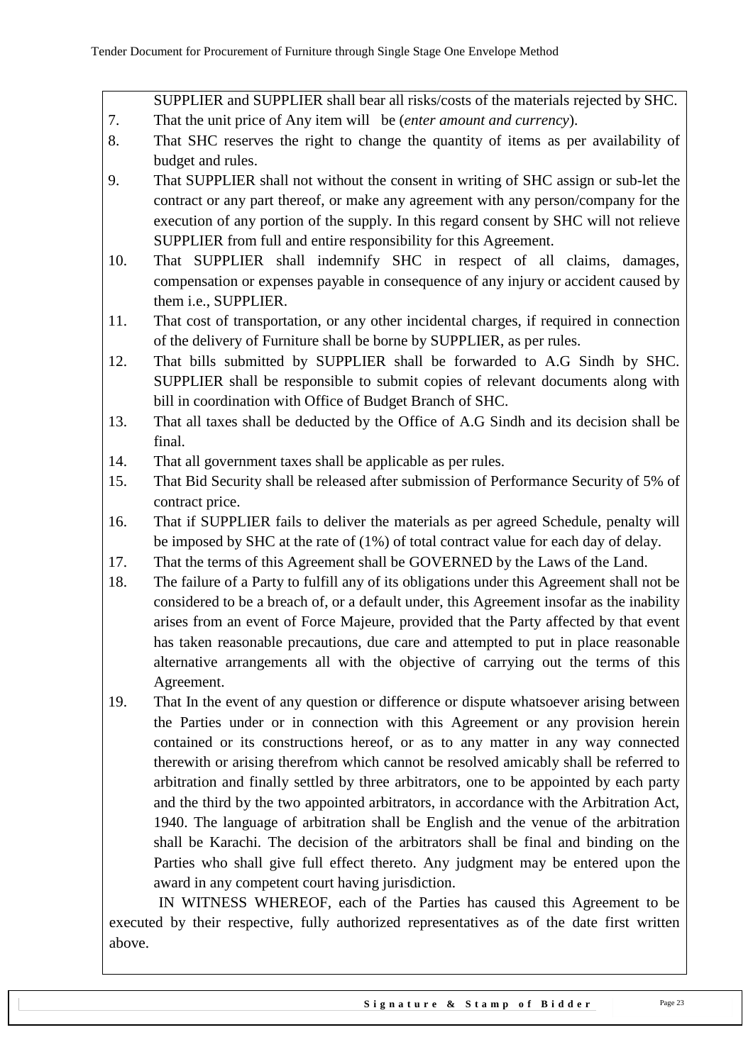SUPPLIER and SUPPLIER shall bear all risks/costs of the materials rejected by SHC.

7. That the unit price of Any item will be (*enter amount and currency*).
8. That SHC reserves the right to change the quantity of items as per availability of budget and rules.
9. That SUPPLIER shall not without the consent in writing of SHC assign or sub-let the contract or any part thereof, or make any agreement with any person/company for the execution of any portion of the supply. In this regard consent by SHC will not relieve SUPPLIER from full and entire responsibility for this Agreement.
10. That SUPPLIER shall indemnify SHC in respect of all claims, damages, compensation or expenses payable in consequence of any injury or accident caused by them i.e., SUPPLIER.
11. That cost of transportation, or any other incidental charges, if required in connection of the delivery of Furniture shall be borne by SUPPLIER, as per rules.
12. That bills submitted by SUPPLIER shall be forwarded to A.G Sindh by SHC. SUPPLIER shall be responsible to submit copies of relevant documents along with bill in coordination with Office of Budget Branch of SHC.
13. That all taxes shall be deducted by the Office of A.G Sindh and its decision shall be final.
14. That all government taxes shall be applicable as per rules.
15. That Bid Security shall be released after submission of Performance Security of 5% of contract price.
16. That if SUPPLIER fails to deliver the materials as per agreed Schedule, penalty will be imposed by SHC at the rate of (1%) of total contract value for each day of delay.
17. That the terms of this Agreement shall be GOVERNED by the Laws of the Land.
18. The failure of a Party to fulfill any of its obligations under this Agreement shall not be considered to be a breach of, or a default under, this Agreement insofar as the inability arises from an event of Force Majeure, provided that the Party affected by that event has taken reasonable precautions, due care and attempted to put in place reasonable alternative arrangements all with the objective of carrying out the terms of this Agreement.
19. That In the event of any question or difference or dispute whatsoever arising between the Parties under or in connection with this Agreement or any provision herein contained or its constructions hereof, or as to any matter in any way connected therewith or arising therefrom which cannot be resolved amicably shall be referred to arbitration and finally settled by three arbitrators, one to be appointed by each party and the third by the two appointed arbitrators, in accordance with the Arbitration Act, 1940. The language of arbitration shall be English and the venue of the arbitration shall be Karachi. The decision of the arbitrators shall be final and binding on the Parties who shall give full effect thereto. Any judgment may be entered upon the award in any competent court having jurisdiction.

IN WITNESS WHEREOF, each of the Parties has caused this Agreement to be executed by their respective, fully authorized representatives as of the date first written above.

**Signature & Stamp of Bidder**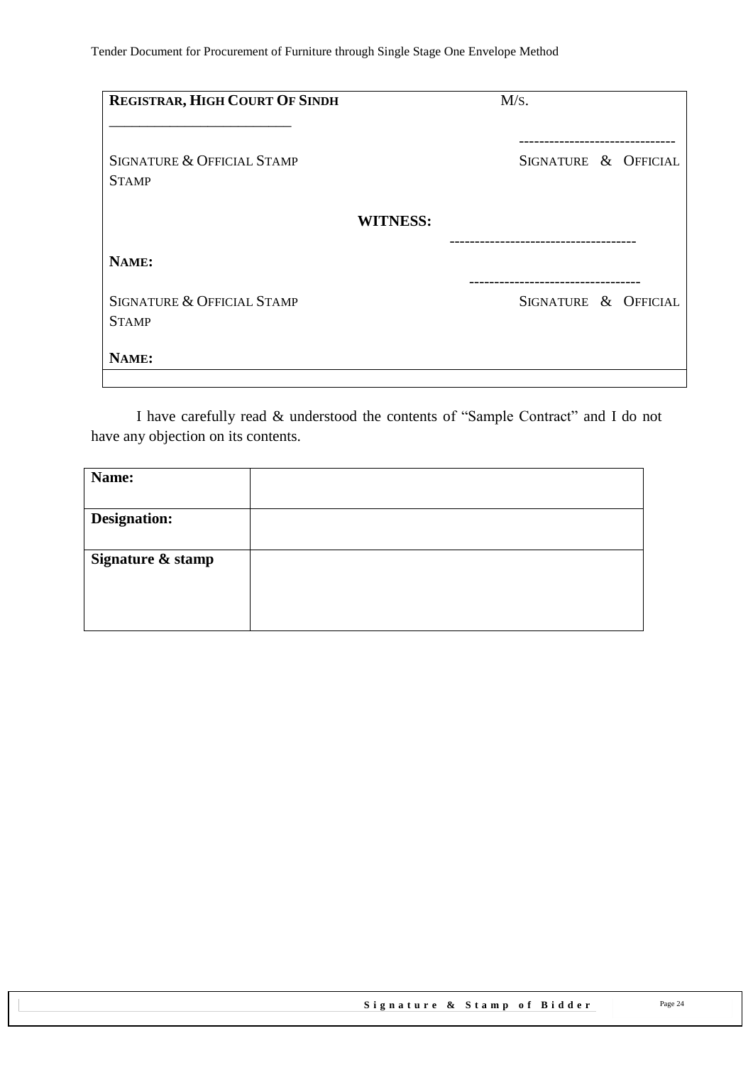| **REGISTRAR, HIGH COURT OF SINDH** | M/S. |
|---|---|
| \_\_\_\_\_\_\_\_\_\_\_\_\_\_\_\_\_\_\_\_\_\_\_\_\_\_ | ------------------------------- |
| SIGNATURE & OFFICIAL STAMP | SIGNATURE & OFFICIAL STAMP |
| **WITNESS:** | |
| | ------------------------------------ |
| **NAME:** | |
| | ---------------------------------- |
| SIGNATURE & OFFICIAL STAMP | SIGNATURE & OFFICIAL STAMP |
| **NAME:** | |

I have carefully read & understood the contents of "Sample Contract" and I do not have any objection on its contents.

| **Name:** | |
|---|---|
| **Designation:** | |
| **Signature & stamp** | |

Signature & Stamp of Bidder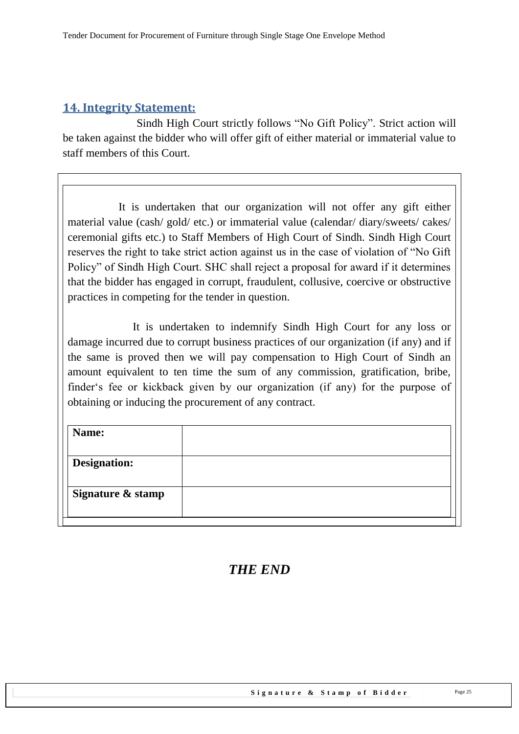## 14. Integrity Statement:

Sindh High Court strictly follows "No Gift Policy". Strict action will be taken against the bidder who will offer gift of either material or immaterial value to staff members of this Court.

It is undertaken that our organization will not offer any gift either material value (cash/ gold/ etc.) or immaterial value (calendar/ diary/sweets/ cakes/ ceremonial gifts etc.) to Staff Members of High Court of Sindh. Sindh High Court reserves the right to take strict action against us in the case of violation of "No Gift Policy" of Sindh High Court. SHC shall reject a proposal for award if it determines that the bidder has engaged in corrupt, fraudulent, collusive, coercive or obstructive practices in competing for the tender in question.

It is undertaken to indemnify Sindh High Court for any loss or damage incurred due to corrupt business practices of our organization (if any) and if the same is proved then we will pay compensation to High Court of Sindh an amount equivalent to ten time the sum of any commission, gratification, bribe, finder's fee or kickback given by our organization (if any) for the purpose of obtaining or inducing the procurement of any contract.

| | |
|---|---|
| **Name:** | |
| **Designation:** | |
| **Signature & stamp** | |

***THE END***